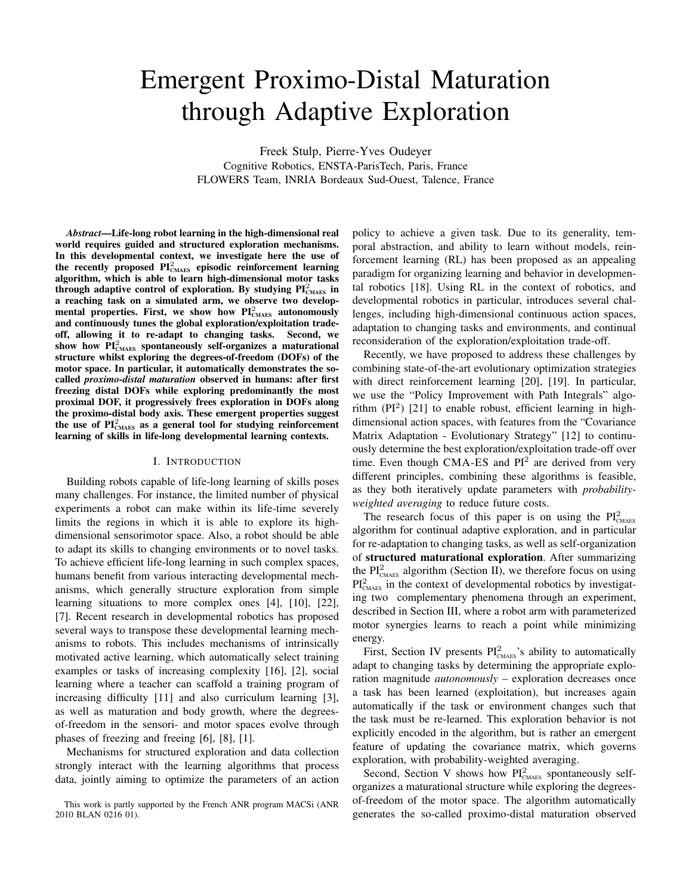# Emergent Proximo-Distal Maturation through Adaptive Exploration

Freek Stulp, Pierre-Yves Oudeyer
Cognitive Robotics, ENSTA-ParisTech, Paris, France
FLOWERS Team, INRIA Bordeaux Sud-Ouest, Talence, France

***Abstract*—Life-long robot learning in the high-dimensional real world requires guided and structured exploration mechanisms. In this developmental context, we investigate here the use of the recently proposed $\text{PI}^2_{\text{CMAES}}$ episodic reinforcement learning algorithm, which is able to learn high-dimensional motor tasks through adaptive control of exploration. By studying $\text{PI}^2_{\text{CMAES}}$ in a reaching task on a simulated arm, we observe two developmental properties. First, we show how $\text{PI}^2_{\text{CMAES}}$ autonomously and continuously tunes the global exploration/exploitation trade-off, allowing it to re-adapt to changing tasks. Second, we show how $\text{PI}^2_{\text{CMAES}}$ spontaneously self-organizes a maturational structure whilst exploring the degrees-of-freedom (DOFs) of the motor space. In particular, it automatically demonstrates the so-called *proximo-distal maturation* observed in humans: after first freezing distal DOFs while exploring predominantly the most proximal DOF, it progressively frees exploration in DOFs along the proximo-distal body axis. These emergent properties suggest the use of $\text{PI}^2_{\text{CMAES}}$ as a general tool for studying reinforcement learning of skills in life-long developmental learning contexts.**

## I. Introduction

Building robots capable of life-long learning of skills poses many challenges. For instance, the limited number of physical experiments a robot can make within its life-time severely limits the regions in which it is able to explore its high-dimensional sensorimotor space. Also, a robot should be able to adapt its skills to changing environments or to novel tasks. To achieve efficient life-long learning in such complex spaces, humans benefit from various interacting developmental mechanisms, which generally structure exploration from simple learning situations to more complex ones [4], [10], [22], [7]. Recent research in developmental robotics has proposed several ways to transpose these developmental learning mechanisms to robots. This includes mechanisms of intrinsically motivated active learning, which automatically select training examples or tasks of increasing complexity [16], [2], social learning where a teacher can scaffold a training program of increasing difficulty [11] and also curriculum learning [3], as well as maturation and body growth, where the degrees-of-freedom in the sensori- and motor spaces evolve through phases of freezing and freeing [6], [8], [1].

Mechanisms for structured exploration and data collection strongly interact with the learning algorithms that process data, jointly aiming to optimize the parameters of an action policy to achieve a given task. Due to its generality, temporal abstraction, and ability to learn without models, reinforcement learning (RL) has been proposed as an appealing paradigm for organizing learning and behavior in developmental robotics [18]. Using RL in the context of robotics, and developmental robotics in particular, introduces several challenges, including high-dimensional continuous action spaces, adaptation to changing tasks and environments, and continual reconsideration of the exploration/exploitation trade-off.

Recently, we have proposed to address these challenges by combining state-of-the-art evolutionary optimization strategies with direct reinforcement learning [20], [19]. In particular, we use the "Policy Improvement with Path Integrals" algorithm ($\text{PI}^2$) [21] to enable robust, efficient learning in high-dimensional action spaces, with features from the "Covariance Matrix Adaptation - Evolutionary Strategy" [12] to continuously determine the best exploration/exploitation trade-off over time. Even though CMA-ES and $\text{PI}^2$ are derived from very different principles, combining these algorithms is feasible, as they both iteratively update parameters with *probability-weighted averaging* to reduce future costs.

The research focus of this paper is on using the $\text{PI}^2_{\text{CMAES}}$ algorithm for continual adaptive exploration, and in particular for re-adaptation to changing tasks, as well as self-organization of **structured maturational exploration**. After summarizing the $\text{PI}^2_{\text{CMAES}}$ algorithm (Section II), we therefore focus on using $\text{PI}^2_{\text{CMAES}}$ in the context of developmental robotics by investigating two complementary phenomena through an experiment, described in Section III, where a robot arm with parameterized motor synergies learns to reach a point while minimizing energy.

First, Section IV presents $\text{PI}^2_{\text{CMAES}}$'s ability to automatically adapt to changing tasks by determining the appropriate exploration magnitude *autonomously* – exploration decreases once a task has been learned (exploitation), but increases again automatically if the task or environment changes such that the task must be re-learned. This exploration behavior is not explicitly encoded in the algorithm, but is rather an emergent feature of updating the covariance matrix, which governs exploration, with probability-weighted averaging.

Second, Section V shows how $\text{PI}^2_{\text{CMAES}}$ spontaneously self-organizes a maturational structure while exploring the degrees-of-freedom of the motor space. The algorithm automatically generates the so-called proximo-distal maturation observed

This work is partly supported by the French ANR program MACSi (ANR 2010 BLAN 0216 01).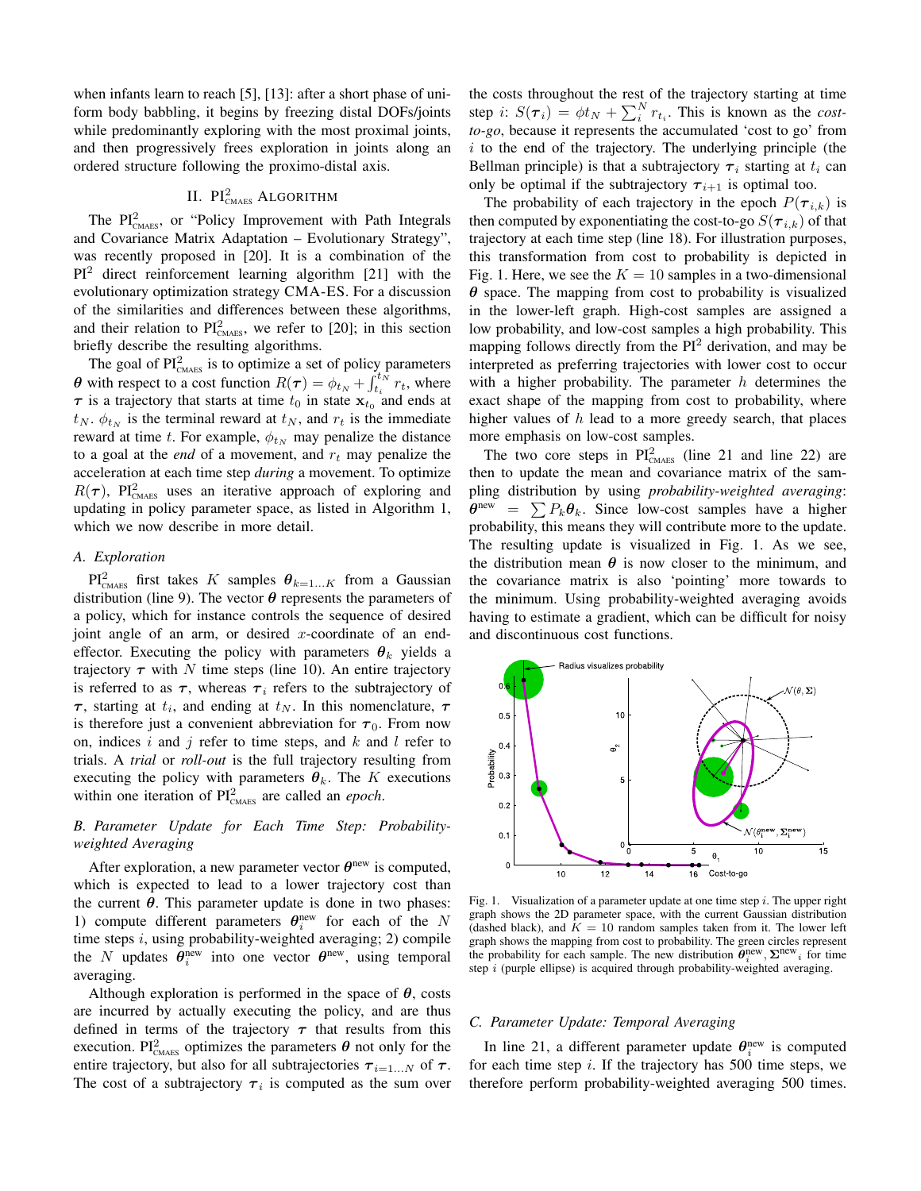when infants learn to reach [5], [13]: after a short phase of uniform body babbling, it begins by freezing distal DOFs/joints while predominantly exploring with the most proximal joints, and then progressively frees exploration in joints along an ordered structure following the proximo-distal axis.

## II. $\text{PI}^2_{\text{CMAES}}$ Algorithm

The $\text{PI}^2_{\text{CMAES}}$, or "Policy Improvement with Path Integrals and Covariance Matrix Adaptation – Evolutionary Strategy", was recently proposed in [20]. It is a combination of the $\text{PI}^2$ direct reinforcement learning algorithm [21] with the evolutionary optimization strategy CMA-ES. For a discussion of the similarities and differences between these algorithms, and their relation to $\text{PI}^2_{\text{CMAES}}$, we refer to [20]; in this section briefly describe the resulting algorithms.

The goal of $\text{PI}^2_{\text{CMAES}}$ is to optimize a set of policy parameters $\boldsymbol{\theta}$ with respect to a cost function $R(\boldsymbol{\tau}) = \phi_{t_N} + \int_{t_i}^{t_N} r_t$, where $\boldsymbol{\tau}$ is a trajectory that starts at time $t_0$ in state $\mathbf{x}_{t_0}$ and ends at $t_N$. $\phi_{t_N}$ is the terminal reward at $t_N$, and $r_t$ is the immediate reward at time $t$. For example, $\phi_{t_N}$ may penalize the distance to a goal at the *end* of a movement, and $r_t$ may penalize the acceleration at each time step *during* a movement. To optimize $R(\boldsymbol{\tau})$, $\text{PI}^2_{\text{CMAES}}$ uses an iterative approach of exploring and updating in policy parameter space, as listed in Algorithm 1, which we now describe in more detail.

### A. Exploration

$\text{PI}^2_{\text{CMAES}}$ first takes $K$ samples $\boldsymbol{\theta}_{k=1...K}$ from a Gaussian distribution (line 9). The vector $\boldsymbol{\theta}$ represents the parameters of a policy, which for instance controls the sequence of desired joint angle of an arm, or desired $x$-coordinate of an end-effector. Executing the policy with parameters $\boldsymbol{\theta}_k$ yields a trajectory $\boldsymbol{\tau}$ with $N$ time steps (line 10). An entire trajectory is referred to as $\boldsymbol{\tau}$, whereas $\boldsymbol{\tau}_i$ refers to the subtrajectory of $\boldsymbol{\tau}$, starting at $t_i$, and ending at $t_N$. In this nomenclature, $\boldsymbol{\tau}$ is therefore just a convenient abbreviation for $\boldsymbol{\tau}_0$. From now on, indices $i$ and $j$ refer to time steps, and $k$ and $l$ refer to trials. A *trial* or *roll-out* is the full trajectory resulting from executing the policy with parameters $\boldsymbol{\theta}_k$. The $K$ executions within one iteration of $\text{PI}^2_{\text{CMAES}}$ are called an *epoch*.

### B. Parameter Update for Each Time Step: Probability-weighted Averaging

After exploration, a new parameter vector $\boldsymbol{\theta}^{\text{new}}$ is computed, which is expected to lead to a lower trajectory cost than the current $\boldsymbol{\theta}$. This parameter update is done in two phases: 1) compute different parameters $\boldsymbol{\theta}_i^{\text{new}}$ for each of the $N$ time steps $i$, using probability-weighted averaging; 2) compile the $N$ updates $\boldsymbol{\theta}_i^{\text{new}}$ into one vector $\boldsymbol{\theta}^{\text{new}}$, using temporal averaging.

Although exploration is performed in the space of $\boldsymbol{\theta}$, costs are incurred by actually executing the policy, and are thus defined in terms of the trajectory $\boldsymbol{\tau}$ that results from this execution. $\text{PI}^2_{\text{CMAES}}$ optimizes the parameters $\boldsymbol{\theta}$ not only for the entire trajectory, but also for all subtrajectories $\boldsymbol{\tau}_{i=1...N}$ of $\boldsymbol{\tau}$. The cost of a subtrajectory $\boldsymbol{\tau}_i$ is computed as the sum over the costs throughout the rest of the trajectory starting at time step $i$: $S(\boldsymbol{\tau}_i) = \phi t_N + \sum_i^N r_{t_i}$. This is known as the *cost-to-go*, because it represents the accumulated 'cost to go' from $i$ to the end of the trajectory. The underlying principle (the Bellman principle) is that a subtrajectory $\boldsymbol{\tau}_i$ starting at $t_i$ can only be optimal if the subtrajectory $\boldsymbol{\tau}_{i+1}$ is optimal too.

The probability of each trajectory in the epoch $P(\boldsymbol{\tau}_{i,k})$ is then computed by exponentiating the cost-to-go $S(\boldsymbol{\tau}_{i,k})$ of that trajectory at each time step (line 18). For illustration purposes, this transformation from cost to probability is depicted in Fig. 1. Here, we see the $K = 10$ samples in a two-dimensional $\boldsymbol{\theta}$ space. The mapping from cost to probability is visualized in the lower-left graph. High-cost samples are assigned a low probability, and low-cost samples a high probability. This mapping follows directly from the $\text{PI}^2$ derivation, and may be interpreted as preferring trajectories with lower cost to occur with a higher probability. The parameter $h$ determines the exact shape of the mapping from cost to probability, where higher values of $h$ lead to a more greedy search, that places more emphasis on low-cost samples.

The two core steps in $\text{PI}^2_{\text{CMAES}}$ (line 21 and line 22) are then to update the mean and covariance matrix of the sampling distribution by using *probability-weighted averaging*: $\boldsymbol{\theta}^{\text{new}} = \sum P_k \boldsymbol{\theta}_k$. Since low-cost samples have a higher probability, this means they will contribute more to the update. The resulting update is visualized in Fig. 1. As we see, the distribution mean $\boldsymbol{\theta}$ is now closer to the minimum, and the covariance matrix is also 'pointing' more towards the minimum. Using probability-weighted averaging avoids having to estimate a gradient, which can be difficult for noisy and discontinuous cost functions.

Fig. 1. Visualization of a parameter update at one time step $i$. The upper right graph shows the 2D parameter space, with the current Gaussian distribution (dashed black), and $K = 10$ random samples taken from it. The lower left graph shows the mapping from cost to probability. The green circles represent the probability for each sample. The new distribution $\boldsymbol{\theta}_i^{\text{new}}, \boldsymbol{\Sigma}^{\text{new}}{}_i$ for time step $i$ (purple ellipse) is acquired through probability-weighted averaging.

### C. Parameter Update: Temporal Averaging

In line 21, a different parameter update $\boldsymbol{\theta}_i^{\text{new}}$ is computed for each time step $i$. If the trajectory has 500 time steps, we therefore perform probability-weighted averaging 500 times.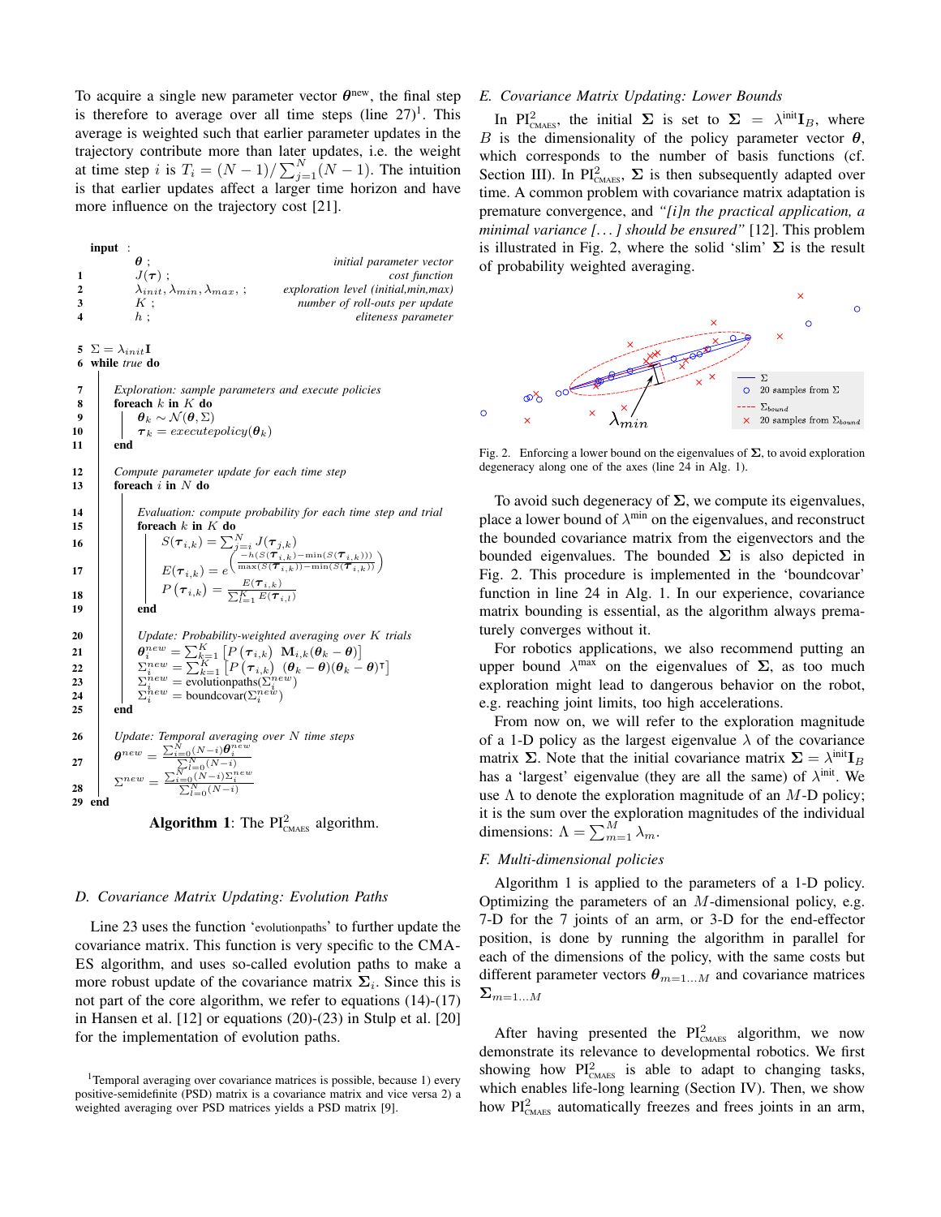To acquire a single new parameter vector $\boldsymbol{\theta}^{\text{new}}$, the final step is therefore to average over all time steps (line 27)[1]. This average is weighted such that earlier parameter updates in the trajectory contribute more than later updates, i.e. the weight at time step $i$ is $T_i = (N-1)/\sum_{j=1}^{N}(N-1)$. The intuition is that earlier updates affect a larger time horizon and have more influence on the trajectory cost [21].

```
input :
        θ ;                                          initial parameter vector
1       J(τ) ;                                              cost function
2       λ_init, λ_min, λ_max ;               exploration level (initial,min,max)
3       K ;                                   number of roll-outs per update
4       h ;                                             eliteness parameter

5  Σ = λ_init I
6  while true do

7     Exploration: sample parameters and execute policies
8     foreach k in K do
9        θ_k ~ N(θ, Σ)
10       τ_k = executepolicy(θ_k)
11    end

12    Compute parameter update for each time step
13    foreach i in N do

14       Evaluation: compute probability for each time step and trial
15       foreach k in K do
16          S(τ_{i,k}) = Σ_{j=i}^{N} J(τ_{j,k})
17          E(τ_{i,k}) = e^( -h(S(τ_{i,k}) - min(S(τ_{i,k}))) / (max(S(τ_{i,k})) - min(S(τ_{i,k}))) )
18          P(τ_{i,k}) = E(τ_{i,k}) / Σ_{l=1}^{K} E(τ_{i,l})
19       end

20       Update: Probability-weighted averaging over K trials
21       θ_i^new = Σ_{k=1}^{K} [P(τ_{i,k}) M_{i,k}(θ_k - θ)]
22       Σ_i^new = Σ_{k=1}^{K} [P(τ_{i,k}) (θ_k - θ)(θ_k - θ)^T]
23       Σ_i^new = evolutionpaths(Σ_i^new)
24       Σ_i^new = boundcovar(Σ_i^new)
25    end

26    Update: Temporal averaging over N time steps
27    θ^new = Σ_{i=0}^{N}(N-i)θ_i^new / Σ_{l=0}^{N}(N-i)
28    Σ^new = Σ_{i=0}^{N}(N-i)Σ_i^new / Σ_{l=0}^{N}(N-i)
29 end
```

**Algorithm 1**: The $\text{PI}^2_{\text{CMAES}}$ algorithm.

### D. Covariance Matrix Updating: Evolution Paths

Line 23 uses the function 'evolutionpaths' to further update the covariance matrix. This function is very specific to the CMA-ES algorithm, and uses so-called evolution paths to make a more robust update of the covariance matrix $\boldsymbol{\Sigma}_i$. Since this is not part of the core algorithm, we refer to equations (14)-(17) in Hansen et al. [12] or equations (20)-(23) in Stulp et al. [20] for the implementation of evolution paths.

[1]Temporal averaging over covariance matrices is possible, because 1) every positive-semidefinite (PSD) matrix is a covariance matrix and vice versa 2) a weighted averaging over PSD matrices yields a PSD matrix [9].

### E. Covariance Matrix Updating: Lower Bounds

In $\text{PI}^2_{\text{CMAES}}$, the initial $\boldsymbol{\Sigma}$ is set to $\boldsymbol{\Sigma} = \lambda^{\text{init}}\mathbf{I}_B$, where $B$ is the dimensionality of the policy parameter vector $\boldsymbol{\theta}$, which corresponds to the number of basis functions (cf. Section III). In $\text{PI}^2_{\text{CMAES}}$, $\boldsymbol{\Sigma}$ is then subsequently adapted over time. A common problem with covariance matrix adaptation is premature convergence, and *"[i]n the practical application, a minimal variance [...] should be ensured"* [12]. This problem is illustrated in Fig. 2, where the solid 'slim' $\boldsymbol{\Sigma}$ is the result of probability weighted averaging.

Fig. 2. Enforcing a lower bound on the eigenvalues of $\boldsymbol{\Sigma}$, to avoid exploration degeneracy along one of the axes (line 24 in Alg. 1).

To avoid such degeneracy of $\boldsymbol{\Sigma}$, we compute its eigenvalues, place a lower bound of $\lambda^{\text{min}}$ on the eigenvalues, and reconstruct the bounded covariance matrix from the eigenvectors and the bounded eigenvalues. The bounded $\boldsymbol{\Sigma}$ is also depicted in Fig. 2. This procedure is implemented in the 'boundcovar' function in line 24 in Alg. 1. In our experience, covariance matrix bounding is essential, as the algorithm always prematurely converges without it.

For robotics applications, we also recommend putting an upper bound $\lambda^{\text{max}}$ on the eigenvalues of $\boldsymbol{\Sigma}$, as too much exploration might lead to dangerous behavior on the robot, e.g. reaching joint limits, too high accelerations.

From now on, we will refer to the exploration magnitude of a 1-D policy as the largest eigenvalue $\lambda$ of the covariance matrix $\boldsymbol{\Sigma}$. Note that the initial covariance matrix $\boldsymbol{\Sigma} = \lambda^{\text{init}}\mathbf{I}_B$ has a 'largest' eigenvalue (they are all the same) of $\lambda^{\text{init}}$. We use $\Lambda$ to denote the exploration magnitude of an $M$-D policy; it is the sum over the exploration magnitudes of the individual dimensions: $\Lambda = \sum_{m=1}^{M}\lambda_m$.

### F. Multi-dimensional policies

Algorithm 1 is applied to the parameters of a 1-D policy. Optimizing the parameters of an $M$-dimensional policy, e.g. 7-D for the 7 joints of an arm, or 3-D for the end-effector position, is done by running the algorithm in parallel for each of the dimensions of the policy, with the same costs but different parameter vectors $\boldsymbol{\theta}_{m=1...M}$ and covariance matrices $\boldsymbol{\Sigma}_{m=1...M}$

After having presented the $\text{PI}^2_{\text{CMAES}}$ algorithm, we now demonstrate its relevance to developmental robotics. We first showing how $\text{PI}^2_{\text{CMAES}}$ is able to adapt to changing tasks, which enables life-long learning (Section IV). Then, we show how $\text{PI}^2_{\text{CMAES}}$ automatically freezes and frees joints in an arm,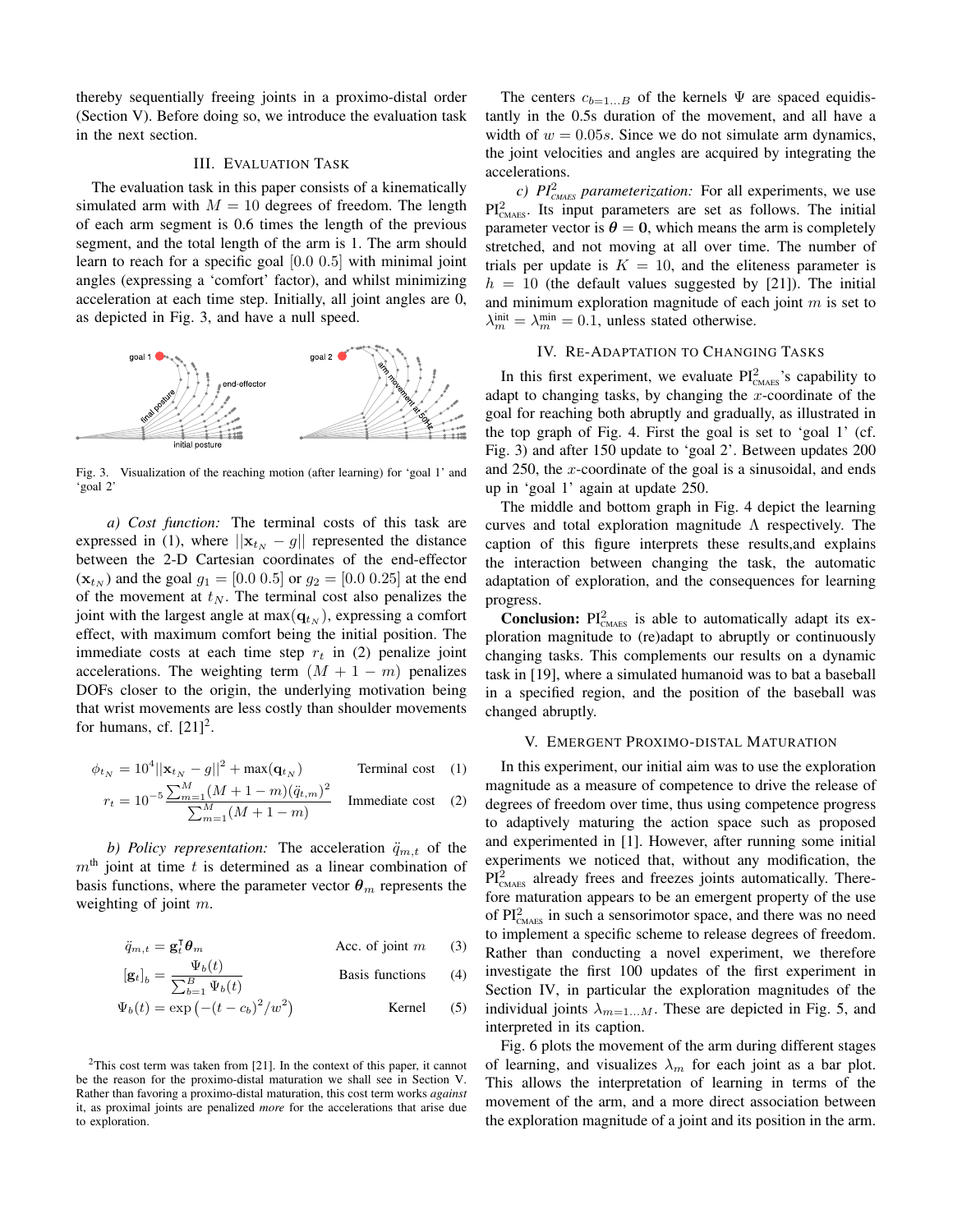thereby sequentially freeing joints in a proximo-distal order (Section V). Before doing so, we introduce the evaluation task in the next section.

## III. Evaluation Task

The evaluation task in this paper consists of a kinematically simulated arm with $M = 10$ degrees of freedom. The length of each arm segment is 0.6 times the length of the previous segment, and the total length of the arm is 1. The arm should learn to reach for a specific goal $[0.0\ 0.5]$ with minimal joint angles (expressing a 'comfort' factor), and whilst minimizing acceleration at each time step. Initially, all joint angles are 0, as depicted in Fig. 3, and have a null speed.

Fig. 3. Visualization of the reaching motion (after learning) for 'goal 1' and 'goal 2'

*a) Cost function:* The terminal costs of this task are expressed in (1), where $||\mathbf{x}_{t_N} - g||$ represented the distance between the 2-D Cartesian coordinates of the end-effector ($\mathbf{x}_{t_N}$) and the goal $g_1 = [0.0\ 0.5]$ or $g_2 = [0.0\ 0.25]$ at the end of the movement at $t_N$. The terminal cost also penalizes the joint with the largest angle at $\max(\mathbf{q}_{t_N})$, expressing a comfort effect, with maximum comfort being the initial position. The immediate costs at each time step $r_t$ in (2) penalize joint accelerations. The weighting term $(M + 1 - m)$ penalizes DOFs closer to the origin, the underlying motivation being that wrist movements are less costly than shoulder movements for humans, cf. [21][2].

$$\phi_{t_N} = 10^4||\mathbf{x}_{t_N} - g||^2 + \max(\mathbf{q}_{t_N}) \qquad \text{Terminal cost} \quad (1)$$

$$r_t = 10^{-5}\frac{\sum_{m=1}^{M}(M+1-m)(\ddot{q}_{t,m})^2}{\sum_{m=1}^{M}(M+1-m)} \qquad \text{Immediate cost} \quad (2)$$

*b) Policy representation:* The acceleration $\ddot{q}_{m,t}$ of the $m^{\text{th}}$ joint at time $t$ is determined as a linear combination of basis functions, where the parameter vector $\boldsymbol{\theta}_m$ represents the weighting of joint $m$.

$$\ddot{q}_{m,t} = \mathbf{g}_t^{\intercal}\boldsymbol{\theta}_m \qquad \text{Acc. of joint } m \quad (3)$$

$$[\mathbf{g}_t]_b = \frac{\Psi_b(t)}{\sum_{b=1}^{B}\Psi_b(t)} \qquad \text{Basis functions} \quad (4)$$

$$\Psi_b(t) = \exp\left(-(t-c_b)^2/w^2\right) \qquad \text{Kernel} \quad (5)$$

[2] This cost term was taken from [21]. In the context of this paper, it cannot be the reason for the proximo-distal maturation we shall see in Section V. Rather than favoring a proximo-distal maturation, this cost term works *against* it, as proximal joints are penalized *more* for the accelerations that arise due to exploration.

The centers $c_{b=1\dots B}$ of the kernels $\Psi$ are spaced equidistantly in the 0.5s duration of the movement, and all have a width of $w = 0.05s$. Since we do not simulate arm dynamics, the joint velocities and angles are acquired by integrating the accelerations.

*c) $PI^2_{\text{CMAES}}$ parameterization:* For all experiments, we use $\text{PI}^2_{\text{CMAES}}$. Its input parameters are set as follows. The initial parameter vector is $\boldsymbol{\theta} = \mathbf{0}$, which means the arm is completely stretched, and not moving at all over time. The number of trials per update is $K = 10$, and the eliteness parameter is $h = 10$ (the default values suggested by [21]). The initial and minimum exploration magnitude of each joint $m$ is set to $\lambda_m^{\text{init}} = \lambda_m^{\text{min}} = 0.1$, unless stated otherwise.

## IV. Re-Adaptation to Changing Tasks

In this first experiment, we evaluate $\text{PI}^2_{\text{CMAES}}$'s capability to adapt to changing tasks, by changing the $x$-coordinate of the goal for reaching both abruptly and gradually, as illustrated in the top graph of Fig. 4. First the goal is set to 'goal 1' (cf. Fig. 3) and after 150 update to 'goal 2'. Between updates 200 and 250, the $x$-coordinate of the goal is a sinusoidal, and ends up in 'goal 1' again at update 250.

The middle and bottom graph in Fig. 4 depict the learning curves and total exploration magnitude $\Lambda$ respectively. The caption of this figure interprets these results,and explains the interaction between changing the task, the automatic adaptation of exploration, and the consequences for learning progress.

**Conclusion:** $\text{PI}^2_{\text{CMAES}}$ is able to automatically adapt its exploration magnitude to (re)adapt to abruptly or continuously changing tasks. This complements our results on a dynamic task in [19], where a simulated humanoid was to bat a baseball in a specified region, and the position of the baseball was changed abruptly.

## V. Emergent Proximo-distal Maturation

In this experiment, our initial aim was to use the exploration magnitude as a measure of competence to drive the release of degrees of freedom over time, thus using competence progress to adaptively maturing the action space such as proposed and experimented in [1]. However, after running some initial experiments we noticed that, without any modification, the $\text{PI}^2_{\text{CMAES}}$ already frees and freezes joints automatically. Therefore maturation appears to be an emergent property of the use of $\text{PI}^2_{\text{CMAES}}$ in such a sensorimotor space, and there was no need to implement a specific scheme to release degrees of freedom. Rather than conducting a novel experiment, we therefore investigate the first 100 updates of the first experiment in Section IV, in particular the exploration magnitudes of the individual joints $\lambda_{m=1\dots M}$. These are depicted in Fig. 5, and interpreted in its caption.

Fig. 6 plots the movement of the arm during different stages of learning, and visualizes $\lambda_m$ for each joint as a bar plot. This allows the interpretation of learning in terms of the movement of the arm, and a more direct association between the exploration magnitude of a joint and its position in the arm.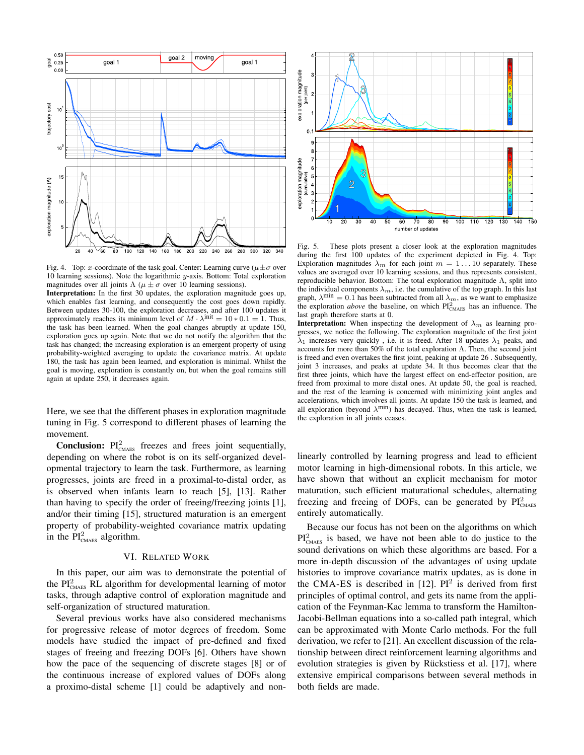Fig. 4. Top: $x$-coordinate of the task goal. Center: Learning curve ($\mu \pm \sigma$ over 10 learning sessions). Note the logarithmic $y$-axis. Bottom: Total exploration magnitudes over all joints $\Lambda$ ($\mu \pm \sigma$ over 10 learning sessions).
**Interpretation:** In the first 30 updates, the exploration magnitude goes up, which enables fast learning, and consequently the cost goes down rapidly. Between updates 30-100, the exploration decreases, and after 100 updates it approximately reaches its minimum level of $M \cdot \lambda^{\text{init}} = 10 * 0.1 = 1$. Thus, the task has been learned. When the goal changes abruptly at update 150, exploration goes up again. Note that we do not notify the algorithm that the task has changed; the increasing exploration is an emergent property of using probability-weighted averaging to update the covariance matrix. At update 180, the task has again been learned, and exploration is minimal. Whilst the goal is moving, exploration is constantly on, but when the goal remains still again at update 250, it decreases again.

Fig. 5. These plots present a closer look at the exploration magnitudes during the first 100 updates of the experiment depicted in Fig. 4. Top: Exploration magnitudes $\lambda_m$ for each joint $m = 1 \dots 10$ separately. These values are averaged over 10 learning sessions, and thus represents consistent, reproducible behavior. Bottom: The total exploration magnitude $\Lambda$, split into the individual components $\lambda_m$, i.e. the cumulative of the top graph. In this last graph, $\lambda^{\text{min}} = 0.1$ has been subtracted from all $\lambda_m$, as we want to emphasize the exploration *above* the baseline, on which $\text{PI}^2_{\text{CMAES}}$ has an influence. The last graph therefore starts at 0.
**Interpretation:** When inspecting the development of $\lambda_m$ as learning progresses, we notice the following. The exploration magnitude of the first joint $\lambda_1$ increases very quickly , i.e. it is freed. After 18 updates $\lambda_1$ peaks, and accounts for more than 50% of the total exploration $\Lambda$. Then, the second joint is freed and even overtakes the first joint, peaking at update 26 . Subsequently, joint 3 increases, and peaks at update 34. It thus becomes clear that the first three joints, which have the largest effect on end-effector position, are freed from proximal to more distal ones. At update 50, the goal is reached, and the rest of the learning is concerned with minimizing joint angles and accelerations, which involves all joints. At update 150 the task is learned, and all exploration (beyond $\lambda^{\text{min}}$) has decayed. Thus, when the task is learned, the exploration in all joints ceases.

Here, we see that the different phases in exploration magnitude tuning in Fig. 5 correspond to different phases of learning the movement.

**Conclusion:** $\text{PI}^2_{\text{CMAES}}$ freezes and frees joint sequentially, depending on where the robot is on its self-organized developmental trajectory to learn the task. Furthermore, as learning progresses, joints are freed in a proximal-to-distal order, as is observed when infants learn to reach [5], [13]. Rather than having to specify the order of freeing/freezing joints [1], and/or their timing [15], structured maturation is an emergent property of probability-weighted covariance matrix updating in the $\text{PI}^2_{\text{CMAES}}$ algorithm.

## VI. Related Work

In this paper, our aim was to demonstrate the potential of the $\text{PI}^2_{\text{CMAES}}$ RL algorithm for developmental learning of motor tasks, through adaptive control of exploration magnitude and self-organization of structured maturation.

Several previous works have also considered mechanisms for progressive release of motor degrees of freedom. Some models have studied the impact of pre-defined and fixed stages of freeing and freezing DOFs [6]. Others have shown how the pace of the sequencing of discrete stages [8] or of the continuous increase of explored values of DOFs along a proximo-distal scheme [1] could be adaptively and non-linearly controlled by learning progress and lead to efficient motor learning in high-dimensional robots. In this article, we have shown that without an explicit mechanism for motor maturation, such efficient maturational schedules, alternating freezing and freeing of DOFs, can be generated by $\text{PI}^2_{\text{CMAES}}$ entirely automatically.

Because our focus has not been on the algorithms on which $\text{PI}^2_{\text{CMAES}}$ is based, we have not been able to do justice to the sound derivations on which these algorithms are based. For a more in-depth discussion of the advantages of using update histories to improve covariance matrix updates, as is done in the CMA-ES is described in [12]. $\text{PI}^2$ is derived from first principles of optimal control, and gets its name from the application of the Feynman-Kac lemma to transform the Hamilton-Jacobi-Bellman equations into a so-called path integral, which can be approximated with Monte Carlo methods. For the full derivation, we refer to [21]. An excellent discussion of the relationship between direct reinforcement learning algorithms and evolution strategies is given by Rückstiess et al. [17], where extensive empirical comparisons between several methods in both fields are made.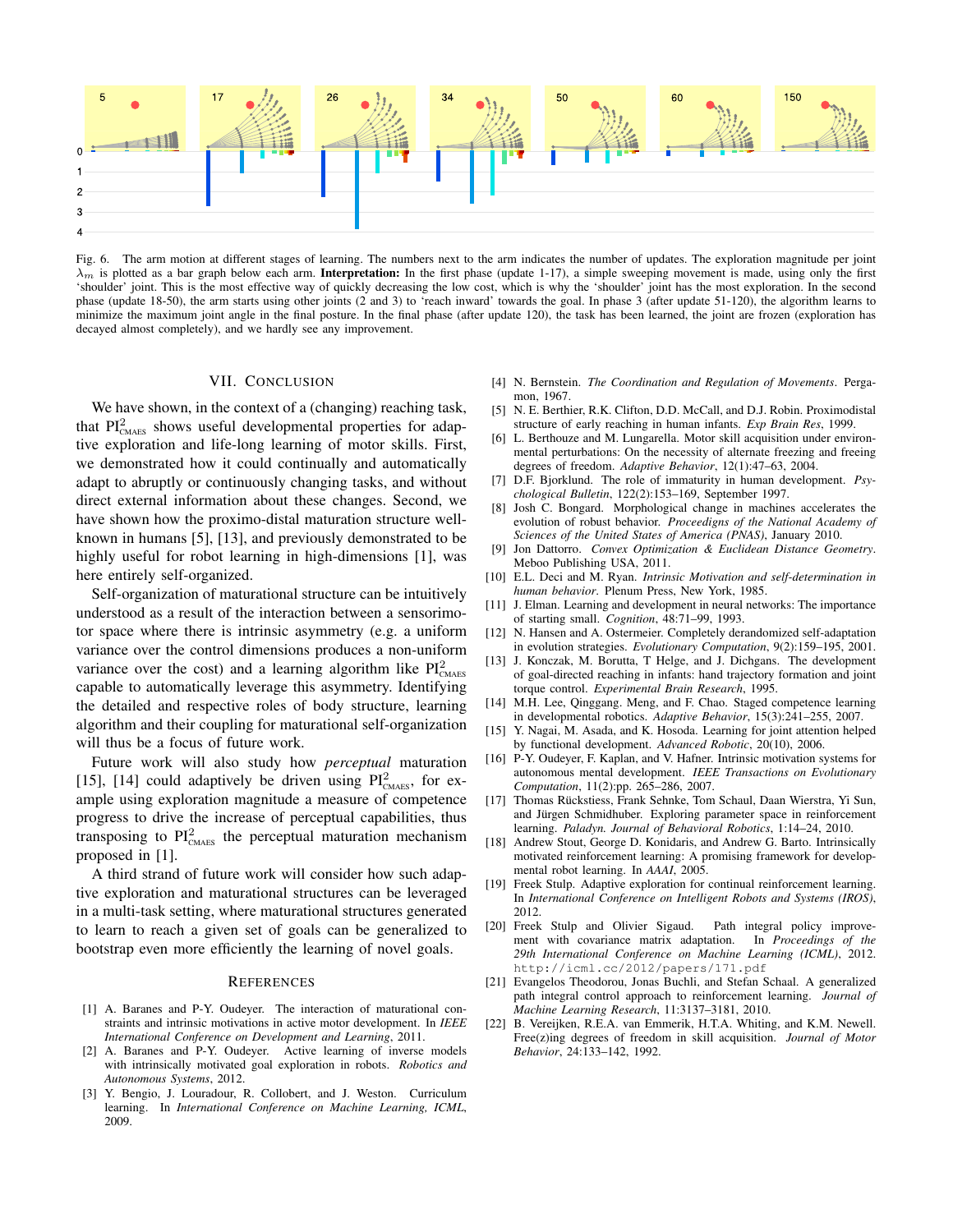5 17 26 34 50 60 150

0
1
2
3
4

Fig. 6. The arm motion at different stages of learning. The numbers next to the arm indicates the number of updates. The exploration magnitude per joint $\lambda_m$ is plotted as a bar graph below each arm. **Interpretation:** In the first phase (update 1-17), a simple sweeping movement is made, using only the first 'shoulder' joint. This is the most effective way of quickly decreasing the low cost, which is why the 'shoulder' joint has the most exploration. In the second phase (update 18-50), the arm starts using other joints (2 and 3) to 'reach inward' towards the goal. In phase 3 (after update 51-120), the algorithm learns to minimize the maximum joint angle in the final posture. In the final phase (after update 120), the task has been learned, the joint are frozen (exploration has decayed almost completely), and we hardly see any improvement.

## VII. Conclusion

We have shown, in the context of a (changing) reaching task, that $\text{PI}^2_{\text{CMAES}}$ shows useful developmental properties for adaptive exploration and life-long learning of motor skills. First, we demonstrated how it could continually and automatically adapt to abruptly or continuously changing tasks, and without direct external information about these changes. Second, we have shown how the proximo-distal maturation structure well-known in humans [5], [13], and previously demonstrated to be highly useful for robot learning in high-dimensions [1], was here entirely self-organized.

Self-organization of maturational structure can be intuitively understood as a result of the interaction between a sensorimotor space where there is intrinsic asymmetry (e.g. a uniform variance over the control dimensions produces a non-uniform variance over the cost) and a learning algorithm like $\text{PI}^2_{\text{CMAES}}$ capable to automatically leverage this asymmetry. Identifying the detailed and respective roles of body structure, learning algorithm and their coupling for maturational self-organization will thus be a focus of future work.

Future work will also study how *perceptual* maturation [15], [14] could adaptively be driven using $\text{PI}^2_{\text{CMAES}}$, for example using exploration magnitude a measure of competence progress to drive the increase of perceptual capabilities, thus transposing to $\text{PI}^2_{\text{CMAES}}$ the perceptual maturation mechanism proposed in [1].

A third strand of future work will consider how such adaptive exploration and maturational structures can be leveraged in a multi-task setting, where maturational structures generated to learn to reach a given set of goals can be generalized to bootstrap even more efficiently the learning of novel goals.

## References

[1] A. Baranes and P-Y. Oudeyer. The interaction of maturational constraints and intrinsic motivations in active motor development. In *IEEE International Conference on Development and Learning*, 2011.

[2] A. Baranes and P-Y. Oudeyer. Active learning of inverse models with intrinsically motivated goal exploration in robots. *Robotics and Autonomous Systems*, 2012.

[3] Y. Bengio, J. Louradour, R. Collobert, and J. Weston. Curriculum learning. In *International Conference on Machine Learning, ICML*, 2009.

[4] N. Bernstein. *The Coordination and Regulation of Movements*. Pergamon, 1967.

[5] N. E. Berthier, R.K. Clifton, D.D. McCall, and D.J. Robin. Proximodistal structure of early reaching in human infants. *Exp Brain Res*, 1999.

[6] L. Berthouze and M. Lungarella. Motor skill acquisition under environmental perturbations: On the necessity of alternate freezing and freeing degrees of freedom. *Adaptive Behavior*, 12(1):47–63, 2004.

[7] D.F. Bjorklund. The role of immaturity in human development. *Psychological Bulletin*, 122(2):153–169, September 1997.

[8] Josh C. Bongard. Morphological change in machines accelerates the evolution of robust behavior. *Proceedigns of the National Academy of Sciences of the United States of America (PNAS)*, January 2010.

[9] Jon Dattorro. *Convex Optimization & Euclidean Distance Geometry*. Meboo Publishing USA, 2011.

[10] E.L. Deci and M. Ryan. *Intrinsic Motivation and self-determination in human behavior*. Plenum Press, New York, 1985.

[11] J. Elman. Learning and development in neural networks: The importance of starting small. *Cognition*, 48:71–99, 1993.

[12] N. Hansen and A. Ostermeier. Completely derandomized self-adaptation in evolution strategies. *Evolutionary Computation*, 9(2):159–195, 2001.

[13] J. Konczak, M. Borutta, T Helge, and J. Dichgans. The development of goal-directed reaching in infants: hand trajectory formation and joint torque control. *Experimental Brain Research*, 1995.

[14] M.H. Lee, Qinggang. Meng, and F. Chao. Staged competence learning in developmental robotics. *Adaptive Behavior*, 15(3):241–255, 2007.

[15] Y. Nagai, M. Asada, and K. Hosoda. Learning for joint attention helped by functional development. *Advanced Robotic*, 20(10), 2006.

[16] P-Y. Oudeyer, F. Kaplan, and V. Hafner. Intrinsic motivation systems for autonomous mental development. *IEEE Transactions on Evolutionary Computation*, 11(2):pp. 265–286, 2007.

[17] Thomas Rückstiess, Frank Sehnke, Tom Schaul, Daan Wierstra, Yi Sun, and Jürgen Schmidhuber. Exploring parameter space in reinforcement learning. *Paladyn. Journal of Behavioral Robotics*, 1:14–24, 2010.

[18] Andrew Stout, George D. Konidaris, and Andrew G. Barto. Intrinsically motivated reinforcement learning: A promising framework for developmental robot learning. In *AAAI*, 2005.

[19] Freek Stulp. Adaptive exploration for continual reinforcement learning. In *International Conference on Intelligent Robots and Systems (IROS)*, 2012.

[20] Freek Stulp and Olivier Sigaud. Path integral policy improvement with covariance matrix adaptation. In *Proceedings of the 29th International Conference on Machine Learning (ICML)*, 2012. http://icml.cc/2012/papers/171.pdf

[21] Evangelos Theodorou, Jonas Buchli, and Stefan Schaal. A generalized path integral control approach to reinforcement learning. *Journal of Machine Learning Research*, 11:3137–3181, 2010.

[22] B. Vereijken, R.E.A. van Emmerik, H.T.A. Whiting, and K.M. Newell. Free(z)ing degrees of freedom in skill acquisition. *Journal of Motor Behavior*, 24:133–142, 1992.